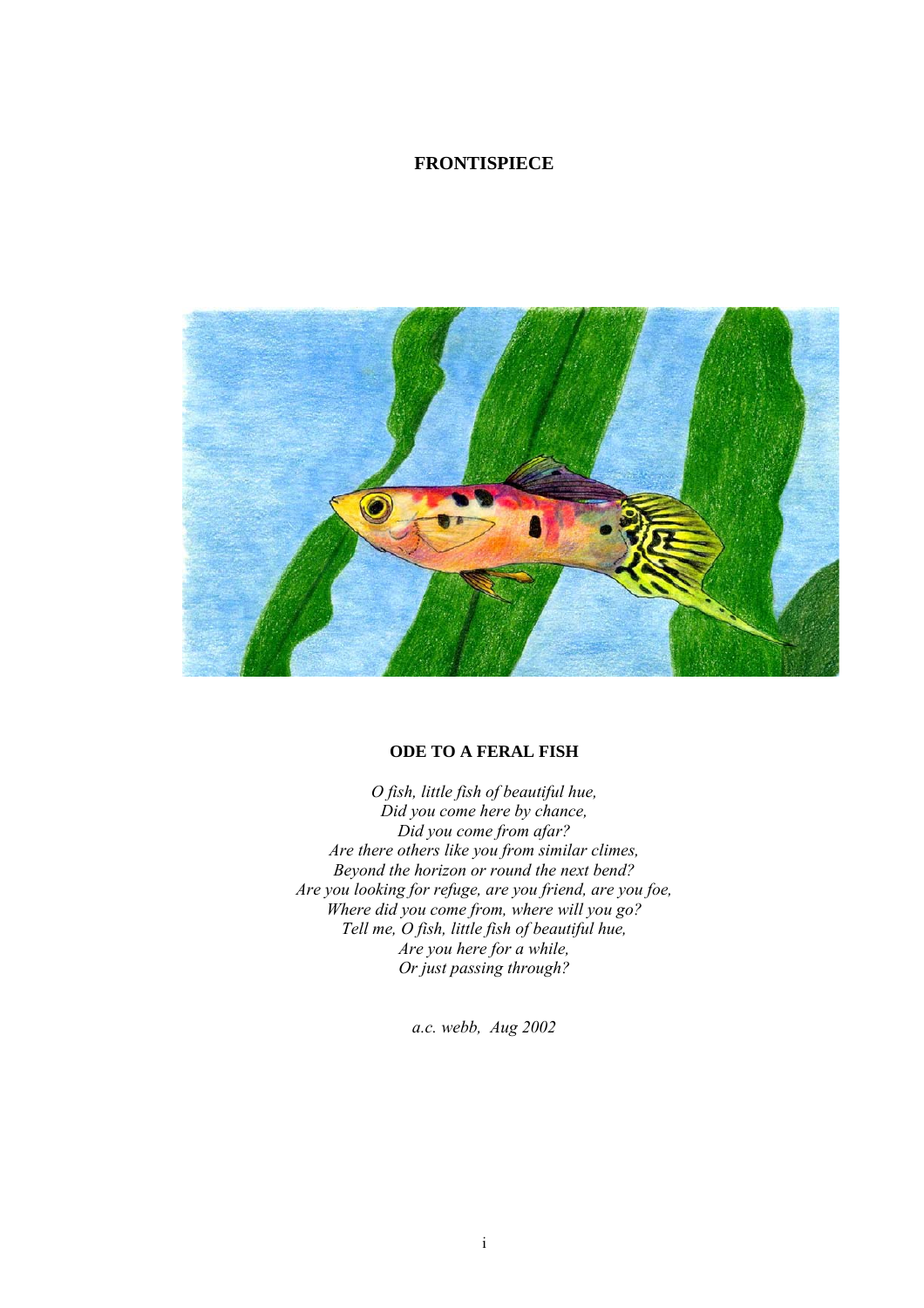# FRONTISPIECE

## ODE TO A FERAL FISH

*O fish, little fish of beautiful hue,*
*Did you come here by chance,*
*Did you come from afar?*
*Are there others like you from similar climes,*
*Beyond the horizon or round the next bend?*
*Are you looking for refuge, are you friend, are you foe,*
*Where did you come from, where will you go?*
*Tell me, O fish, little fish of beautiful hue,*
*Are you here for a while,*
*Or just passing through?*

*a.c. webb, Aug 2002*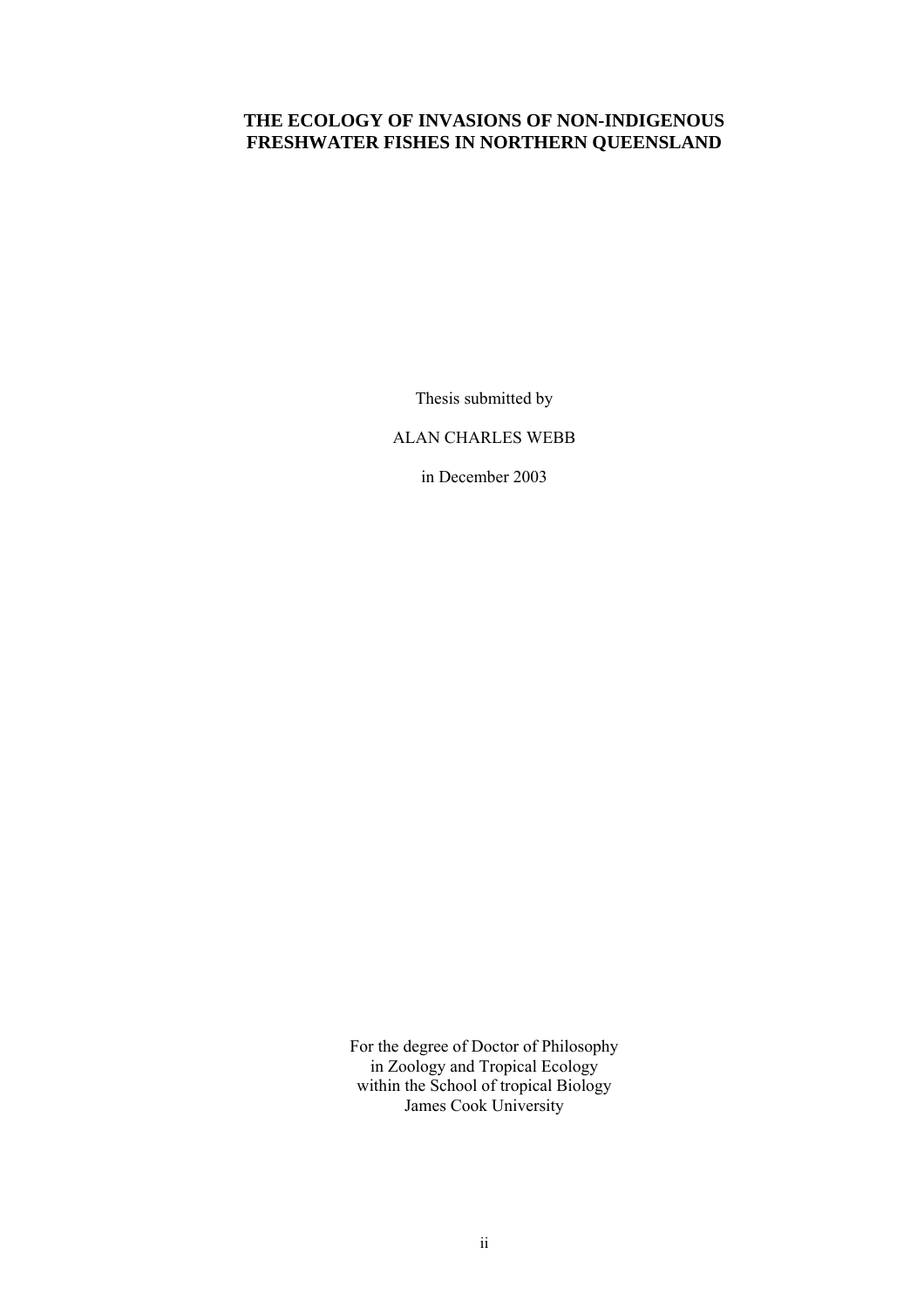# THE ECOLOGY OF INVASIONS OF NON-INDIGENOUS FRESHWATER FISHES IN NORTHERN QUEENSLAND

Thesis submitted by

ALAN CHARLES WEBB

in December 2003

For the degree of Doctor of Philosophy
in Zoology and Tropical Ecology
within the School of tropical Biology
James Cook University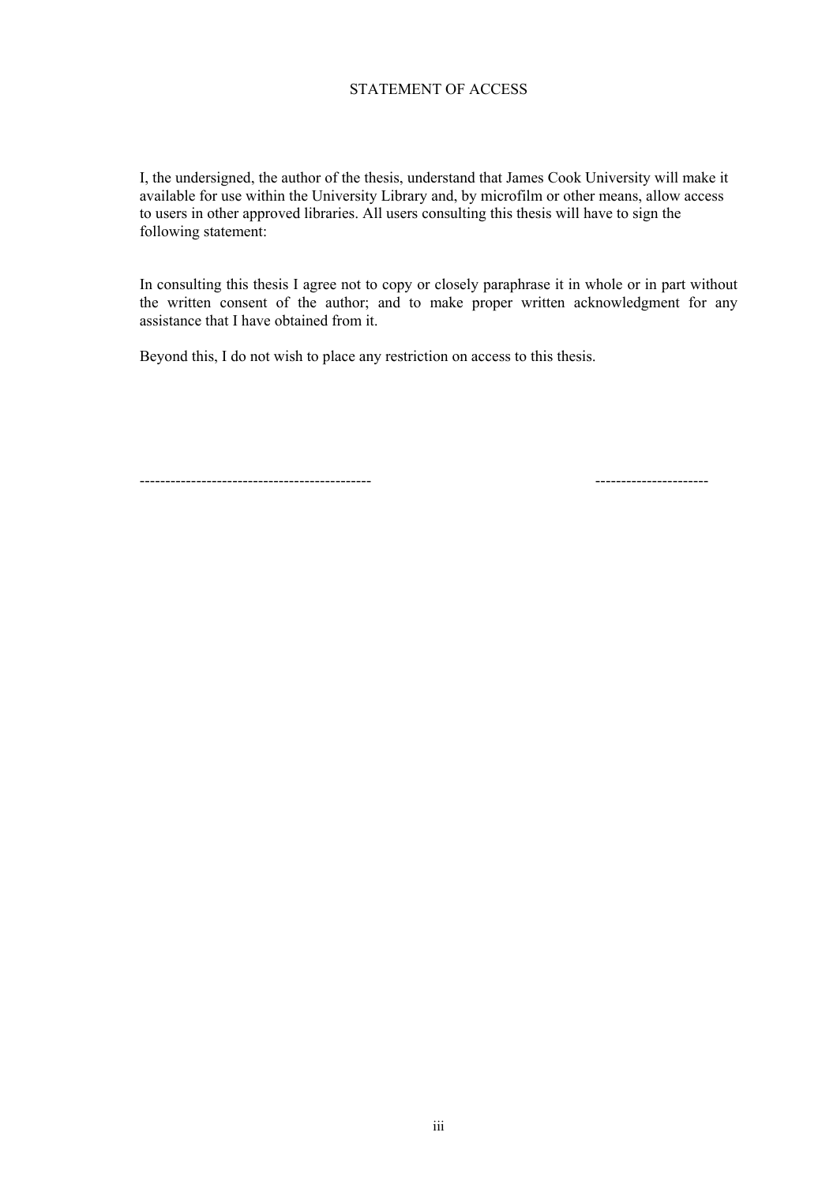# STATEMENT OF ACCESS

I, the undersigned, the author of the thesis, understand that James Cook University will make it available for use within the University Library and, by microfilm or other means, allow access to users in other approved libraries. All users consulting this thesis will have to sign the following statement:

In consulting this thesis I agree not to copy or closely paraphrase it in whole or in part without the written consent of the author; and to make proper written acknowledgment for any assistance that I have obtained from it.

Beyond this, I do not wish to place any restriction on access to this thesis.

--------------------------------------------     ----------------------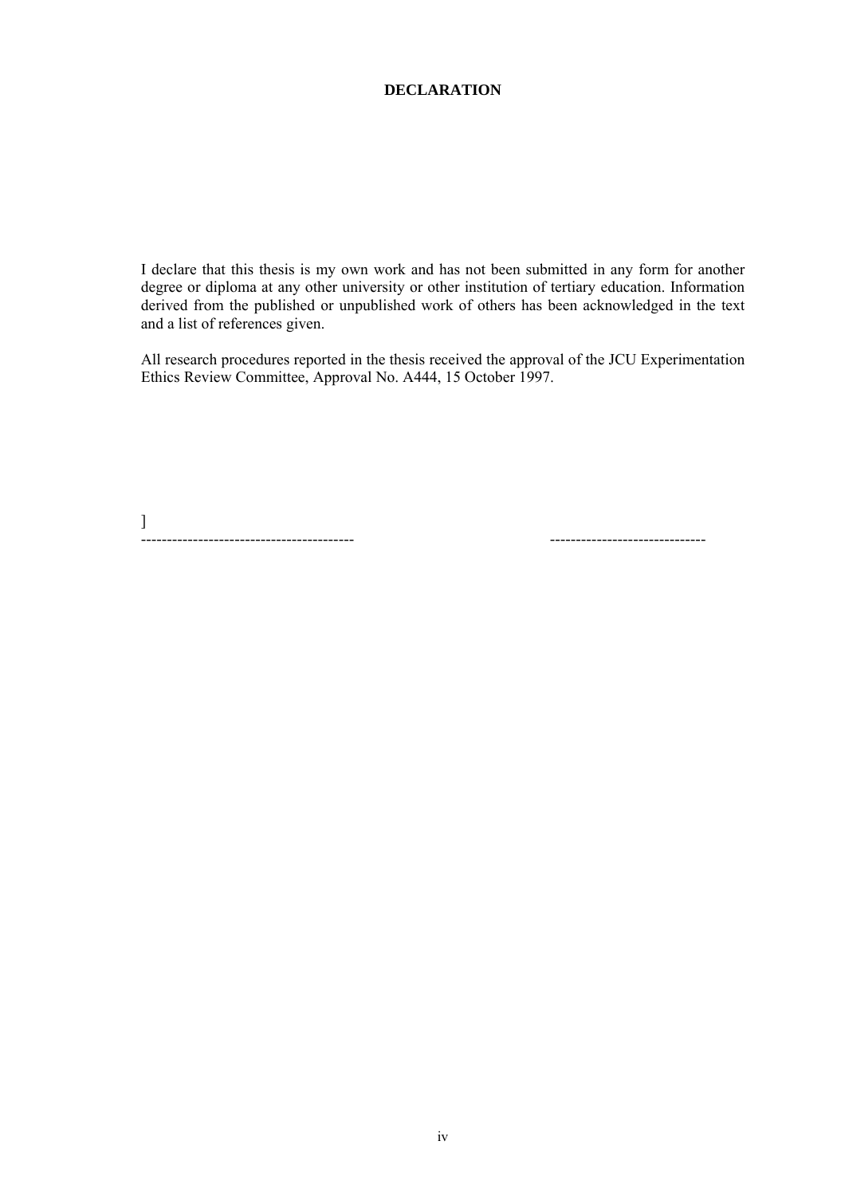# DECLARATION

I declare that this thesis is my own work and has not been submitted in any form for another degree or diploma at any other university or other institution of tertiary education. Information derived from the published or unpublished work of others has been acknowledged in the text and a list of references given.

All research procedures reported in the thesis received the approval of the JCU Experimentation Ethics Review Committee, Approval No. A444, 15 October 1997.

]

---------------------------------------- -----------------------------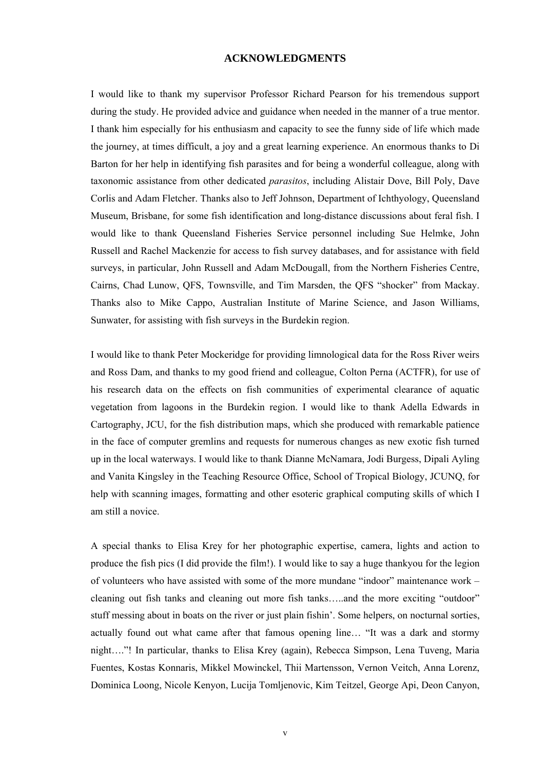## ACKNOWLEDGMENTS

I would like to thank my supervisor Professor Richard Pearson for his tremendous support during the study. He provided advice and guidance when needed in the manner of a true mentor. I thank him especially for his enthusiasm and capacity to see the funny side of life which made the journey, at times difficult, a joy and a great learning experience. An enormous thanks to Di Barton for her help in identifying fish parasites and for being a wonderful colleague, along with taxonomic assistance from other dedicated *parasitos*, including Alistair Dove, Bill Poly, Dave Corlis and Adam Fletcher. Thanks also to Jeff Johnson, Department of Ichthyology, Queensland Museum, Brisbane, for some fish identification and long-distance discussions about feral fish. I would like to thank Queensland Fisheries Service personnel including Sue Helmke, John Russell and Rachel Mackenzie for access to fish survey databases, and for assistance with field surveys, in particular, John Russell and Adam McDougall, from the Northern Fisheries Centre, Cairns, Chad Lunow, QFS, Townsville, and Tim Marsden, the QFS "shocker" from Mackay. Thanks also to Mike Cappo, Australian Institute of Marine Science, and Jason Williams, Sunwater, for assisting with fish surveys in the Burdekin region.

I would like to thank Peter Mockeridge for providing limnological data for the Ross River weirs and Ross Dam, and thanks to my good friend and colleague, Colton Perna (ACTFR), for use of his research data on the effects on fish communities of experimental clearance of aquatic vegetation from lagoons in the Burdekin region. I would like to thank Adella Edwards in Cartography, JCU, for the fish distribution maps, which she produced with remarkable patience in the face of computer gremlins and requests for numerous changes as new exotic fish turned up in the local waterways. I would like to thank Dianne McNamara, Jodi Burgess, Dipali Ayling and Vanita Kingsley in the Teaching Resource Office, School of Tropical Biology, JCUNQ, for help with scanning images, formatting and other esoteric graphical computing skills of which I am still a novice.

A special thanks to Elisa Krey for her photographic expertise, camera, lights and action to produce the fish pics (I did provide the film!). I would like to say a huge thankyou for the legion of volunteers who have assisted with some of the more mundane "indoor" maintenance work – cleaning out fish tanks and cleaning out more fish tanks…..and the more exciting "outdoor" stuff messing about in boats on the river or just plain fishin'. Some helpers, on nocturnal sorties, actually found out what came after that famous opening line… "It was a dark and stormy night…."! In particular, thanks to Elisa Krey (again), Rebecca Simpson, Lena Tuveng, Maria Fuentes, Kostas Konnaris, Mikkel Mowinckel, Thii Martensson, Vernon Veitch, Anna Lorenz, Dominica Loong, Nicole Kenyon, Lucija Tomljenovic, Kim Teitzel, George Api, Deon Canyon,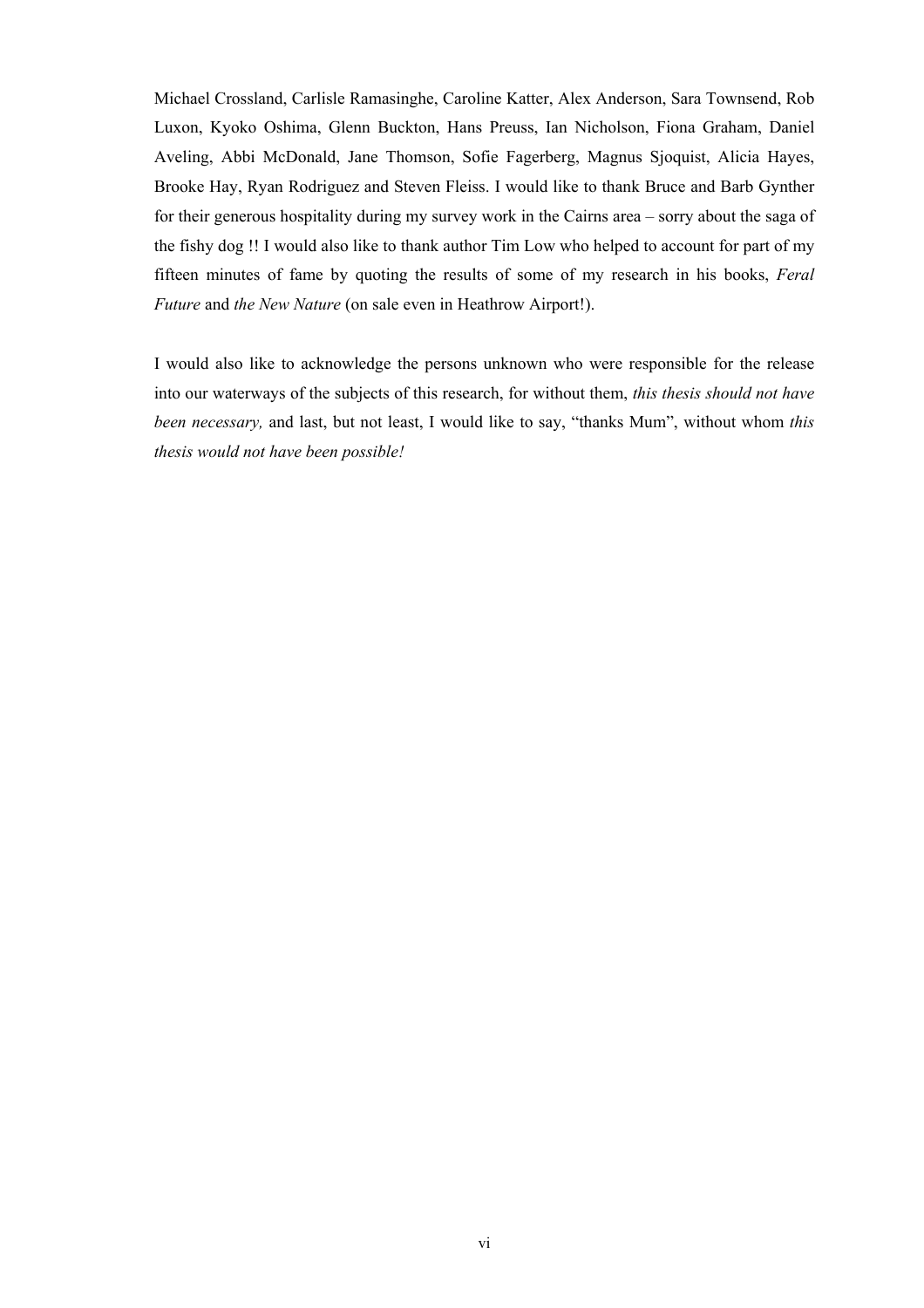Michael Crossland, Carlisle Ramasinghe, Caroline Katter, Alex Anderson, Sara Townsend, Rob Luxon, Kyoko Oshima, Glenn Buckton, Hans Preuss, Ian Nicholson, Fiona Graham, Daniel Aveling, Abbi McDonald, Jane Thomson, Sofie Fagerberg, Magnus Sjoquist, Alicia Hayes, Brooke Hay, Ryan Rodriguez and Steven Fleiss. I would like to thank Bruce and Barb Gynther for their generous hospitality during my survey work in the Cairns area – sorry about the saga of the fishy dog !! I would also like to thank author Tim Low who helped to account for part of my fifteen minutes of fame by quoting the results of some of my research in his books, *Feral Future* and *the New Nature* (on sale even in Heathrow Airport!).

I would also like to acknowledge the persons unknown who were responsible for the release into our waterways of the subjects of this research, for without them, *this thesis should not have been necessary,* and last, but not least, I would like to say, "thanks Mum", without whom *this thesis would not have been possible!*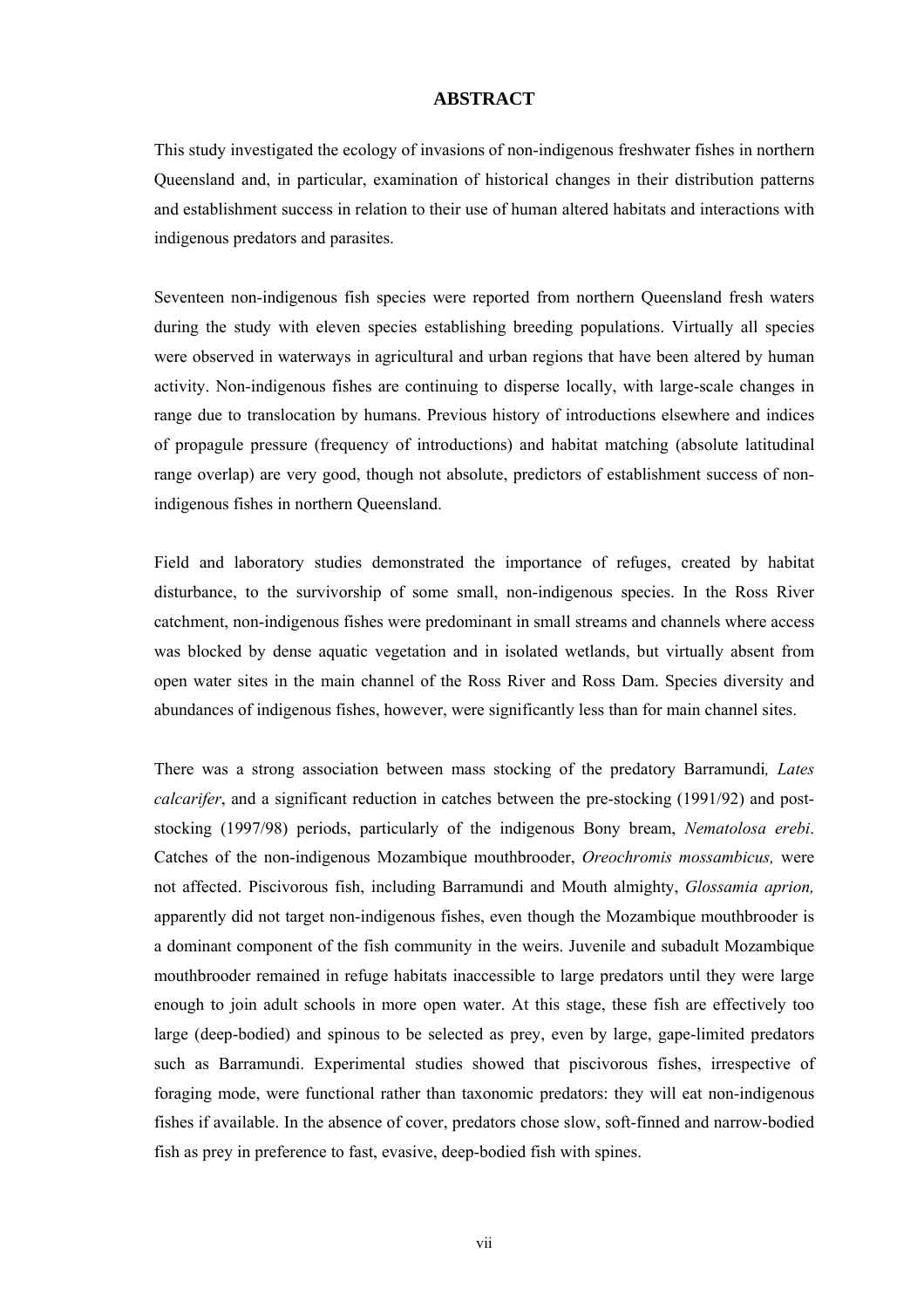# ABSTRACT

This study investigated the ecology of invasions of non-indigenous freshwater fishes in northern Queensland and, in particular, examination of historical changes in their distribution patterns and establishment success in relation to their use of human altered habitats and interactions with indigenous predators and parasites.

Seventeen non-indigenous fish species were reported from northern Queensland fresh waters during the study with eleven species establishing breeding populations. Virtually all species were observed in waterways in agricultural and urban regions that have been altered by human activity. Non-indigenous fishes are continuing to disperse locally, with large-scale changes in range due to translocation by humans. Previous history of introductions elsewhere and indices of propagule pressure (frequency of introductions) and habitat matching (absolute latitudinal range overlap) are very good, though not absolute, predictors of establishment success of non-indigenous fishes in northern Queensland.

Field and laboratory studies demonstrated the importance of refuges, created by habitat disturbance, to the survivorship of some small, non-indigenous species. In the Ross River catchment, non-indigenous fishes were predominant in small streams and channels where access was blocked by dense aquatic vegetation and in isolated wetlands, but virtually absent from open water sites in the main channel of the Ross River and Ross Dam. Species diversity and abundances of indigenous fishes, however, were significantly less than for main channel sites.

There was a strong association between mass stocking of the predatory Barramundi, *Lates calcarifer*, and a significant reduction in catches between the pre-stocking (1991/92) and post-stocking (1997/98) periods, particularly of the indigenous Bony bream, *Nematolosa erebi*. Catches of the non-indigenous Mozambique mouthbrooder, *Oreochromis mossambicus,* were not affected. Piscivorous fish, including Barramundi and Mouth almighty, *Glossamia aprion,* apparently did not target non-indigenous fishes, even though the Mozambique mouthbrooder is a dominant component of the fish community in the weirs. Juvenile and subadult Mozambique mouthbrooder remained in refuge habitats inaccessible to large predators until they were large enough to join adult schools in more open water. At this stage, these fish are effectively too large (deep-bodied) and spinous to be selected as prey, even by large, gape-limited predators such as Barramundi. Experimental studies showed that piscivorous fishes, irrespective of foraging mode, were functional rather than taxonomic predators: they will eat non-indigenous fishes if available. In the absence of cover, predators chose slow, soft-finned and narrow-bodied fish as prey in preference to fast, evasive, deep-bodied fish with spines.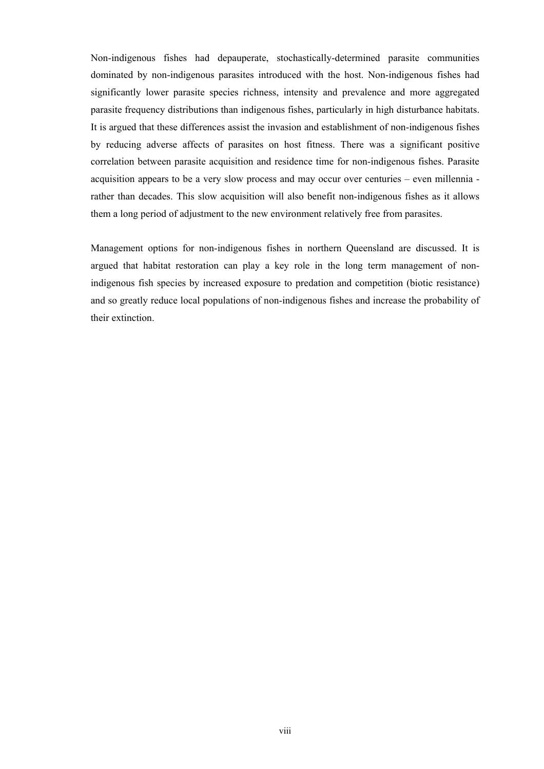Non-indigenous fishes had depauperate, stochastically-determined parasite communities dominated by non-indigenous parasites introduced with the host. Non-indigenous fishes had significantly lower parasite species richness, intensity and prevalence and more aggregated parasite frequency distributions than indigenous fishes, particularly in high disturbance habitats. It is argued that these differences assist the invasion and establishment of non-indigenous fishes by reducing adverse affects of parasites on host fitness. There was a significant positive correlation between parasite acquisition and residence time for non-indigenous fishes. Parasite acquisition appears to be a very slow process and may occur over centuries – even millennia - rather than decades. This slow acquisition will also benefit non-indigenous fishes as it allows them a long period of adjustment to the new environment relatively free from parasites.

Management options for non-indigenous fishes in northern Queensland are discussed. It is argued that habitat restoration can play a key role in the long term management of non-indigenous fish species by increased exposure to predation and competition (biotic resistance) and so greatly reduce local populations of non-indigenous fishes and increase the probability of their extinction.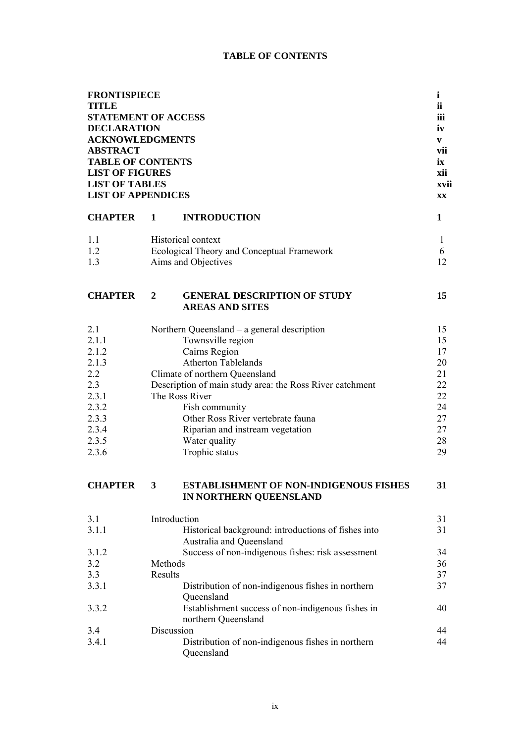# TABLE OF CONTENTS

| | | |
|---|---|---|
| **FRONTISPIECE** | | **i** |
| **TITLE** | | **ii** |
| **STATEMENT OF ACCESS** | | **iii** |
| **DECLARATION** | | **iv** |
| **ACKNOWLEDGMENTS** | | **v** |
| **ABSTRACT** | | **vii** |
| **TABLE OF CONTENTS** | | **ix** |
| **LIST OF FIGURES** | | **xii** |
| **LIST OF TABLES** | | **xvii** |
| **LIST OF APPENDICES** | | **xx** |
| **CHAPTER 1** | **INTRODUCTION** | **1** |
| 1.1 | Historical context | 1 |
| 1.2 | Ecological Theory and Conceptual Framework | 6 |
| 1.3 | Aims and Objectives | 12 |
| **CHAPTER 2** | **GENERAL DESCRIPTION OF STUDY AREAS AND SITES** | **15** |
| 2.1 | Northern Queensland – a general description | 15 |
| 2.1.1 | Townsville region | 15 |
| 2.1.2 | Cairns Region | 17 |
| 2.1.3 | Atherton Tablelands | 20 |
| 2.2 | Climate of northern Queensland | 21 |
| 2.3 | Description of main study area: the Ross River catchment | 22 |
| 2.3.1 | The Ross River | 22 |
| 2.3.2 | Fish community | 24 |
| 2.3.3 | Other Ross River vertebrate fauna | 27 |
| 2.3.4 | Riparian and instream vegetation | 27 |
| 2.3.5 | Water quality | 28 |
| 2.3.6 | Trophic status | 29 |
| **CHAPTER 3** | **ESTABLISHMENT OF NON-INDIGENOUS FISHES IN NORTHERN QUEENSLAND** | **31** |
| 3.1 | Introduction | 31 |
| 3.1.1 | Historical background: introductions of fishes into Australia and Queensland | 31 |
| 3.1.2 | Success of non-indigenous fishes: risk assessment | 34 |
| 3.2 | Methods | 36 |
| 3.3 | Results | 37 |
| 3.3.1 | Distribution of non-indigenous fishes in northern Queensland | 37 |
| 3.3.2 | Establishment success of non-indigenous fishes in northern Queensland | 40 |
| 3.4 | Discussion | 44 |
| 3.4.1 | Distribution of non-indigenous fishes in northern Queensland | 44 |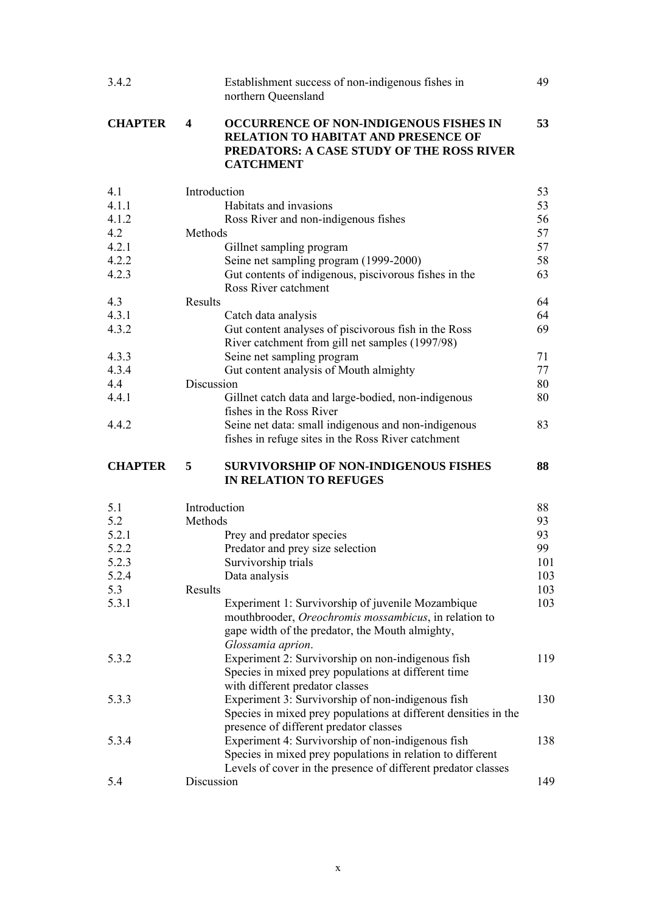| | | |
|---|---|---|
| 3.4.2 | Establishment success of non-indigenous fishes in northern Queensland | 49 |
| **CHAPTER 4** | **OCCURRENCE OF NON-INDIGENOUS FISHES IN RELATION TO HABITAT AND PRESENCE OF PREDATORS: A CASE STUDY OF THE ROSS RIVER CATCHMENT** | **53** |
| 4.1 | Introduction | 53 |
| 4.1.1 | Habitats and invasions | 53 |
| 4.1.2 | Ross River and non-indigenous fishes | 56 |
| 4.2 | Methods | 57 |
| 4.2.1 | Gillnet sampling program | 57 |
| 4.2.2 | Seine net sampling program (1999-2000) | 58 |
| 4.2.3 | Gut contents of indigenous, piscivorous fishes in the Ross River catchment | 63 |
| 4.3 | Results | 64 |
| 4.3.1 | Catch data analysis | 64 |
| 4.3.2 | Gut content analyses of piscivorous fish in the Ross River catchment from gill net samples (1997/98) | 69 |
| 4.3.3 | Seine net sampling program | 71 |
| 4.3.4 | Gut content analysis of Mouth almighty | 77 |
| 4.4 | Discussion | 80 |
| 4.4.1 | Gillnet catch data and large-bodied, non-indigenous fishes in the Ross River | 80 |
| 4.4.2 | Seine net data: small indigenous and non-indigenous fishes in refuge sites in the Ross River catchment | 83 |
| **CHAPTER 5** | **SURVIVORSHIP OF NON-INDIGENOUS FISHES IN RELATION TO REFUGES** | **88** |
| 5.1 | Introduction | 88 |
| 5.2 | Methods | 93 |
| 5.2.1 | Prey and predator species | 93 |
| 5.2.2 | Predator and prey size selection | 99 |
| 5.2.3 | Survivorship trials | 101 |
| 5.2.4 | Data analysis | 103 |
| 5.3 | Results | 103 |
| 5.3.1 | Experiment 1: Survivorship of juvenile Mozambique mouthbrooder, *Oreochromis mossambicus*, in relation to gape width of the predator, the Mouth almighty, *Glossamia aprion*. | 103 |
| 5.3.2 | Experiment 2: Survivorship on non-indigenous fish Species in mixed prey populations at different time with different predator classes | 119 |
| 5.3.3 | Experiment 3: Survivorship of non-indigenous fish Species in mixed prey populations at different densities in the presence of different predator classes | 130 |
| 5.3.4 | Experiment 4: Survivorship of non-indigenous fish Species in mixed prey populations in relation to different Levels of cover in the presence of different predator classes | 138 |
| 5.4 | Discussion | 149 |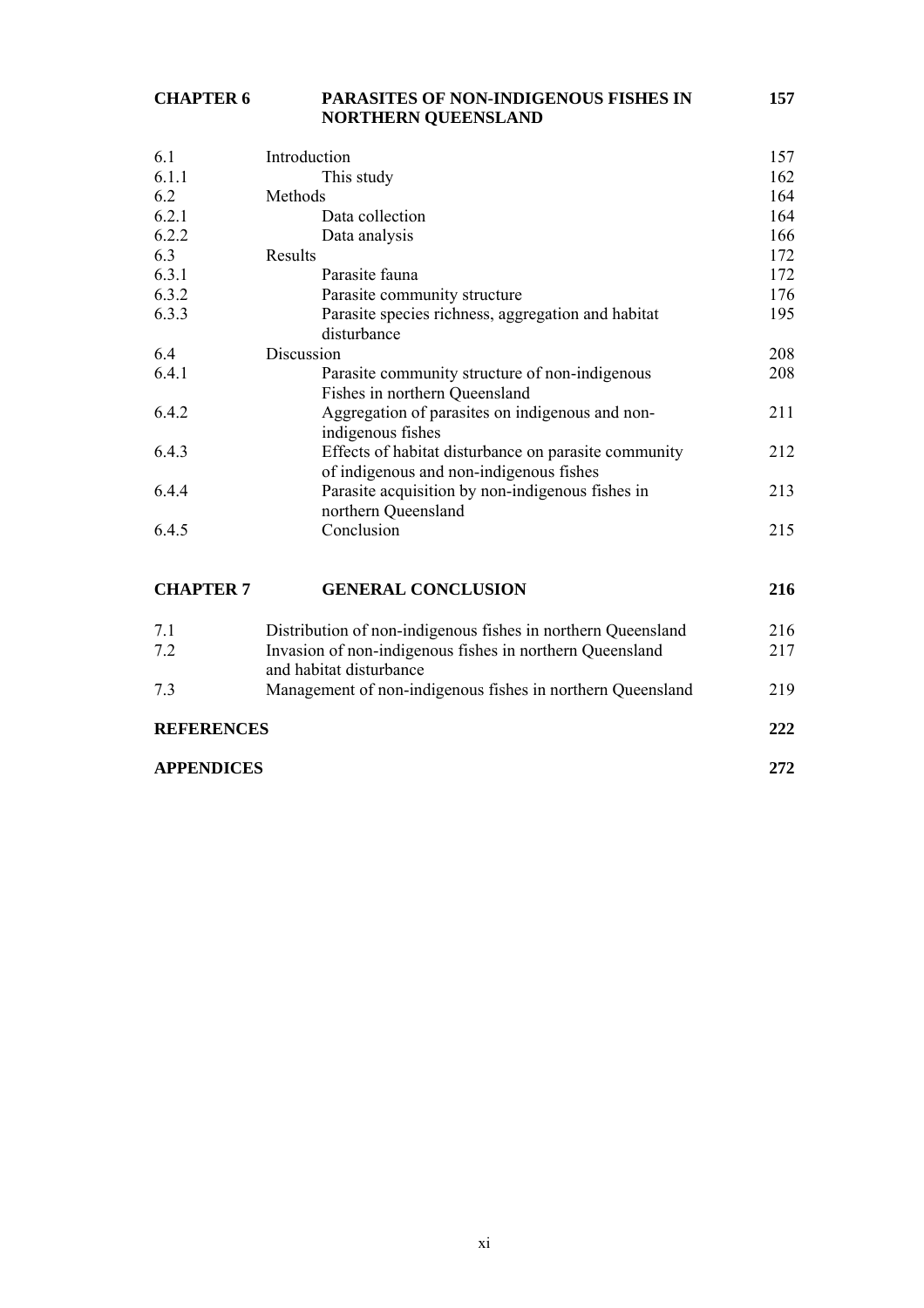| | | |
|---|---|---|
| **CHAPTER 6** | **PARASITES OF NON-INDIGENOUS FISHES IN NORTHERN QUEENSLAND** | **157** |
| 6.1 | Introduction | 157 |
| 6.1.1 | This study | 162 |
| 6.2 | Methods | 164 |
| 6.2.1 | Data collection | 164 |
| 6.2.2 | Data analysis | 166 |
| 6.3 | Results | 172 |
| 6.3.1 | Parasite fauna | 172 |
| 6.3.2 | Parasite community structure | 176 |
| 6.3.3 | Parasite species richness, aggregation and habitat disturbance | 195 |
| 6.4 | Discussion | 208 |
| 6.4.1 | Parasite community structure of non-indigenous Fishes in northern Queensland | 208 |
| 6.4.2 | Aggregation of parasites on indigenous and non-indigenous fishes | 211 |
| 6.4.3 | Effects of habitat disturbance on parasite community of indigenous and non-indigenous fishes | 212 |
| 6.4.4 | Parasite acquisition by non-indigenous fishes in northern Queensland | 213 |
| 6.4.5 | Conclusion | 215 |
| **CHAPTER 7** | **GENERAL CONCLUSION** | **216** |
| 7.1 | Distribution of non-indigenous fishes in northern Queensland | 216 |
| 7.2 | Invasion of non-indigenous fishes in northern Queensland and habitat disturbance | 217 |
| 7.3 | Management of non-indigenous fishes in northern Queensland | 219 |
| **REFERENCES** | | **222** |
| **APPENDICES** | | **272** |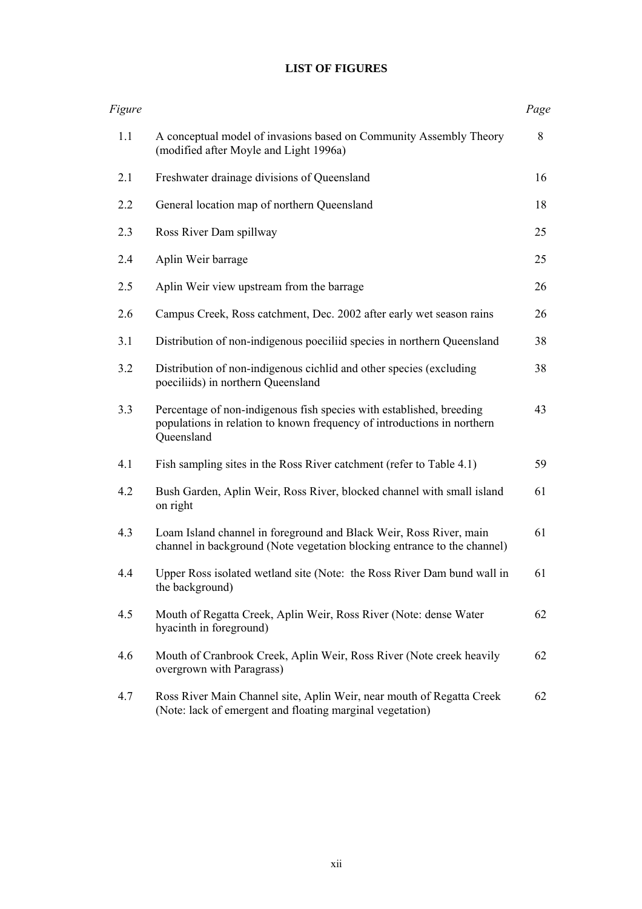## LIST OF FIGURES

| *Figure* | | *Page* |
|---|---|---|
| 1.1 | A conceptual model of invasions based on Community Assembly Theory (modified after Moyle and Light 1996a) | 8 |
| 2.1 | Freshwater drainage divisions of Queensland | 16 |
| 2.2 | General location map of northern Queensland | 18 |
| 2.3 | Ross River Dam spillway | 25 |
| 2.4 | Aplin Weir barrage | 25 |
| 2.5 | Aplin Weir view upstream from the barrage | 26 |
| 2.6 | Campus Creek, Ross catchment, Dec. 2002 after early wet season rains | 26 |
| 3.1 | Distribution of non-indigenous poeciliid species in northern Queensland | 38 |
| 3.2 | Distribution of non-indigenous cichlid and other species (excluding poeciliids) in northern Queensland | 38 |
| 3.3 | Percentage of non-indigenous fish species with established, breeding populations in relation to known frequency of introductions in northern Queensland | 43 |
| 4.1 | Fish sampling sites in the Ross River catchment (refer to Table 4.1) | 59 |
| 4.2 | Bush Garden, Aplin Weir, Ross River, blocked channel with small island on right | 61 |
| 4.3 | Loam Island channel in foreground and Black Weir, Ross River, main channel in background (Note vegetation blocking entrance to the channel) | 61 |
| 4.4 | Upper Ross isolated wetland site (Note: the Ross River Dam bund wall in the background) | 61 |
| 4.5 | Mouth of Regatta Creek, Aplin Weir, Ross River (Note: dense Water hyacinth in foreground) | 62 |
| 4.6 | Mouth of Cranbrook Creek, Aplin Weir, Ross River (Note creek heavily overgrown with Paragrass) | 62 |
| 4.7 | Ross River Main Channel site, Aplin Weir, near mouth of Regatta Creek (Note: lack of emergent and floating marginal vegetation) | 62 |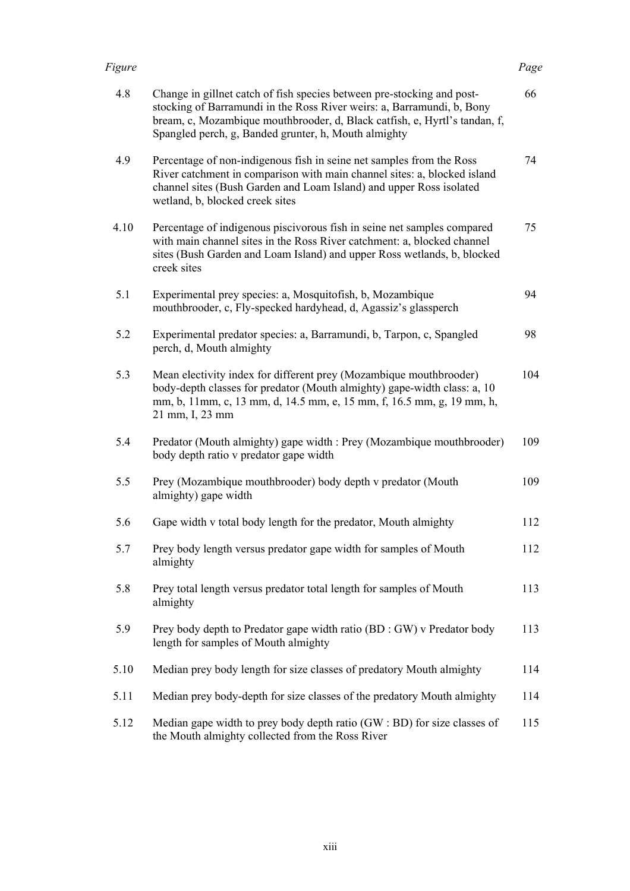| Figure | | Page |
|---|---|---|
| 4.8 | Change in gillnet catch of fish species between pre-stocking and post-stocking of Barramundi in the Ross River weirs: a, Barramundi, b, Bony bream, c, Mozambique mouthbrooder, d, Black catfish, e, Hyrtl's tandan, f, Spangled perch, g, Banded grunter, h, Mouth almighty | 66 |
| 4.9 | Percentage of non-indigenous fish in seine net samples from the Ross River catchment in comparison with main channel sites: a, blocked island channel sites (Bush Garden and Loam Island) and upper Ross isolated wetland, b, blocked creek sites | 74 |
| 4.10 | Percentage of indigenous piscivorous fish in seine net samples compared with main channel sites in the Ross River catchment: a, blocked channel sites (Bush Garden and Loam Island) and upper Ross wetlands, b, blocked creek sites | 75 |
| 5.1 | Experimental prey species: a, Mosquitofish, b, Mozambique mouthbrooder, c, Fly-specked hardyhead, d, Agassiz's glassperch | 94 |
| 5.2 | Experimental predator species: a, Barramundi, b, Tarpon, c, Spangled perch, d, Mouth almighty | 98 |
| 5.3 | Mean electivity index for different prey (Mozambique mouthbrooder) body-depth classes for predator (Mouth almighty) gape-width class: a, 10 mm, b, 11mm, c, 13 mm, d, 14.5 mm, e, 15 mm, f, 16.5 mm, g, 19 mm, h, 21 mm, I, 23 mm | 104 |
| 5.4 | Predator (Mouth almighty) gape width : Prey (Mozambique mouthbrooder) body depth ratio v predator gape width | 109 |
| 5.5 | Prey (Mozambique mouthbrooder) body depth v predator (Mouth almighty) gape width | 109 |
| 5.6 | Gape width v total body length for the predator, Mouth almighty | 112 |
| 5.7 | Prey body length versus predator gape width for samples of Mouth almighty | 112 |
| 5.8 | Prey total length versus predator total length for samples of Mouth almighty | 113 |
| 5.9 | Prey body depth to Predator gape width ratio (BD : GW) v Predator body length for samples of Mouth almighty | 113 |
| 5.10 | Median prey body length for size classes of predatory Mouth almighty | 114 |
| 5.11 | Median prey body-depth for size classes of the predatory Mouth almighty | 114 |
| 5.12 | Median gape width to prey body depth ratio (GW : BD) for size classes of the Mouth almighty collected from the Ross River | 115 |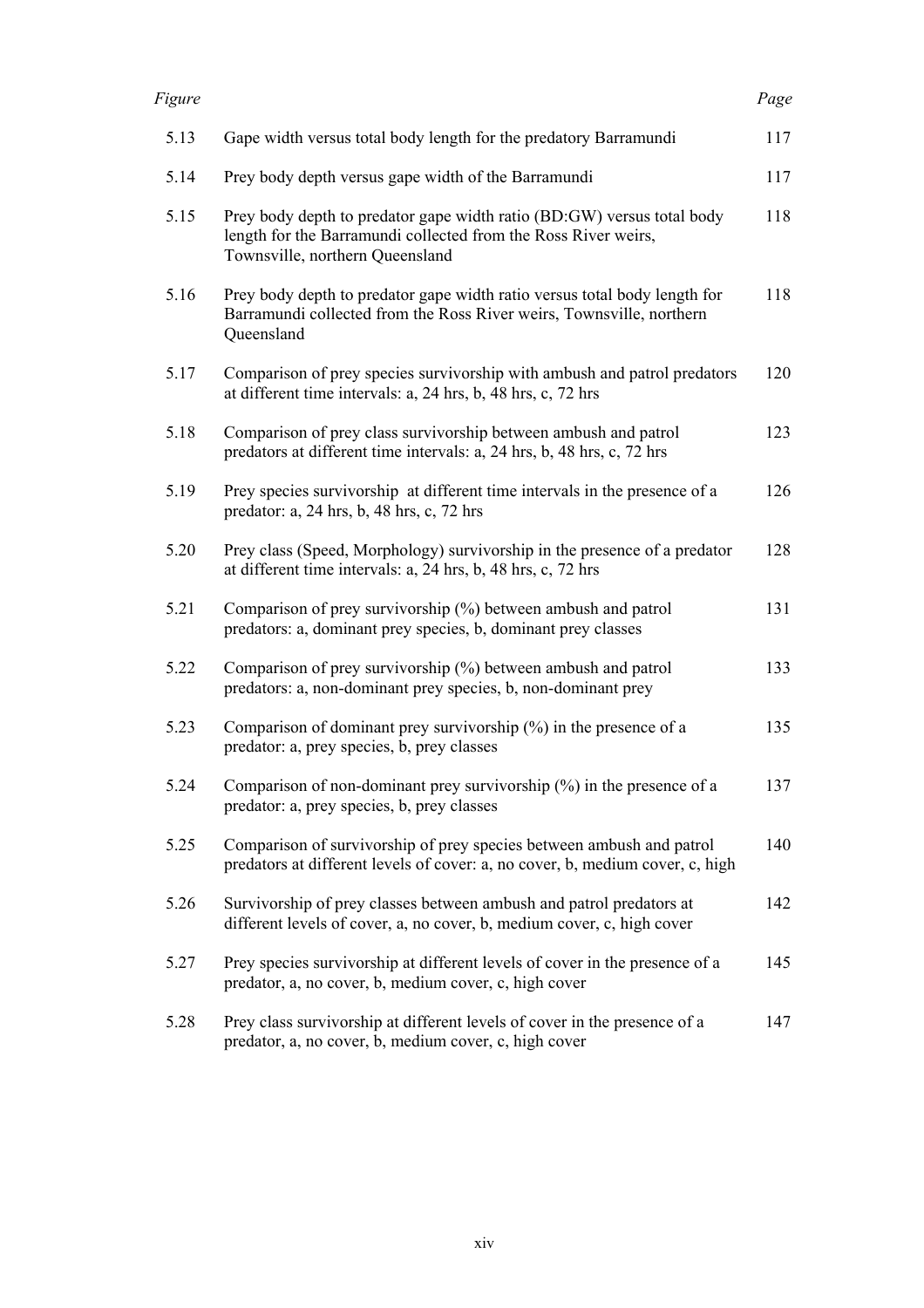| *Figure* | | *Page* |
|---|---|---|
| 5.13 | Gape width versus total body length for the predatory Barramundi | 117 |
| 5.14 | Prey body depth versus gape width of the Barramundi | 117 |
| 5.15 | Prey body depth to predator gape width ratio (BD:GW) versus total body length for the Barramundi collected from the Ross River weirs, Townsville, northern Queensland | 118 |
| 5.16 | Prey body depth to predator gape width ratio versus total body length for Barramundi collected from the Ross River weirs, Townsville, northern Queensland | 118 |
| 5.17 | Comparison of prey species survivorship with ambush and patrol predators at different time intervals: a, 24 hrs, b, 48 hrs, c, 72 hrs | 120 |
| 5.18 | Comparison of prey class survivorship between ambush and patrol predators at different time intervals: a, 24 hrs, b, 48 hrs, c, 72 hrs | 123 |
| 5.19 | Prey species survivorship at different time intervals in the presence of a predator: a, 24 hrs, b, 48 hrs, c, 72 hrs | 126 |
| 5.20 | Prey class (Speed, Morphology) survivorship in the presence of a predator at different time intervals: a, 24 hrs, b, 48 hrs, c, 72 hrs | 128 |
| 5.21 | Comparison of prey survivorship (%) between ambush and patrol predators: a, dominant prey species, b, dominant prey classes | 131 |
| 5.22 | Comparison of prey survivorship (%) between ambush and patrol predators: a, non-dominant prey species, b, non-dominant prey | 133 |
| 5.23 | Comparison of dominant prey survivorship (%) in the presence of a predator: a, prey species, b, prey classes | 135 |
| 5.24 | Comparison of non-dominant prey survivorship (%) in the presence of a predator: a, prey species, b, prey classes | 137 |
| 5.25 | Comparison of survivorship of prey species between ambush and patrol predators at different levels of cover: a, no cover, b, medium cover, c, high | 140 |
| 5.26 | Survivorship of prey classes between ambush and patrol predators at different levels of cover, a, no cover, b, medium cover, c, high cover | 142 |
| 5.27 | Prey species survivorship at different levels of cover in the presence of a predator, a, no cover, b, medium cover, c, high cover | 145 |
| 5.28 | Prey class survivorship at different levels of cover in the presence of a predator, a, no cover, b, medium cover, c, high cover | 147 |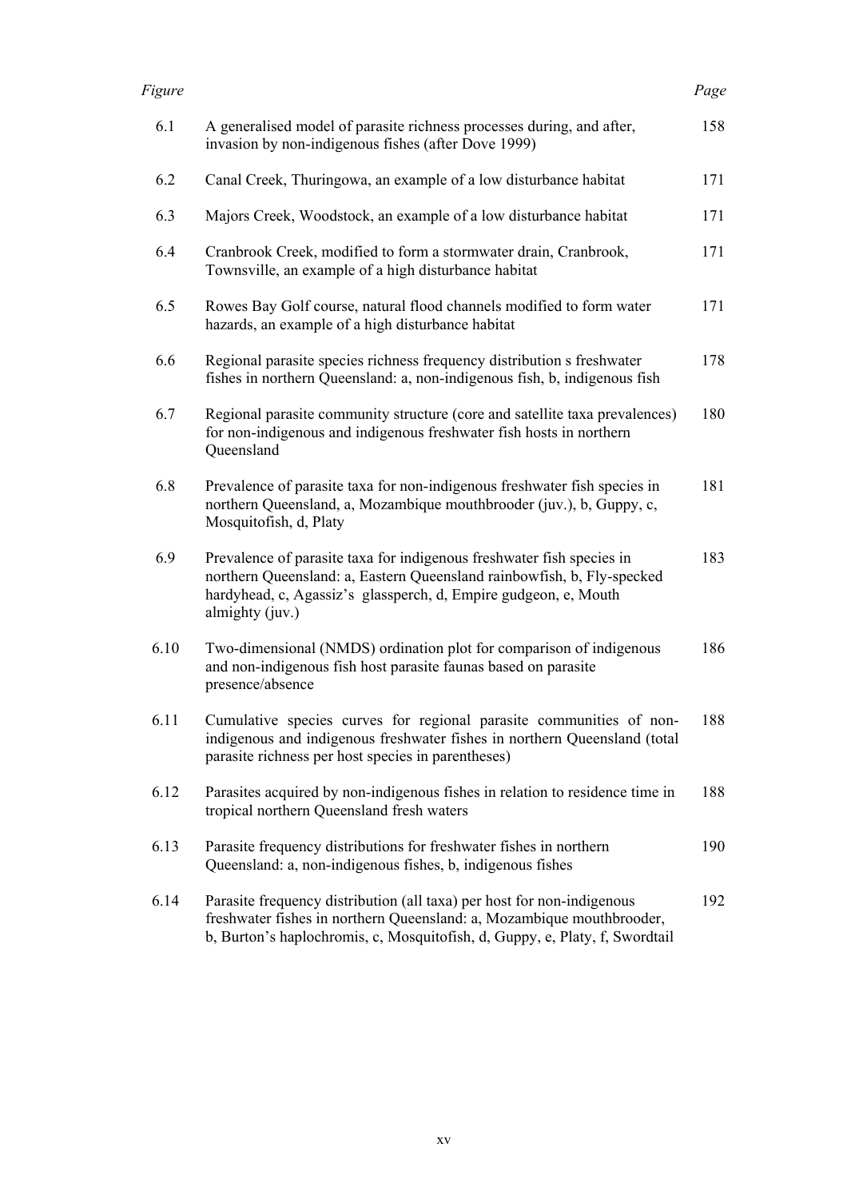| *Figure* | | *Page* |
|---|---|---|
| 6.1 | A generalised model of parasite richness processes during, and after, invasion by non-indigenous fishes (after Dove 1999) | 158 |
| 6.2 | Canal Creek, Thuringowa, an example of a low disturbance habitat | 171 |
| 6.3 | Majors Creek, Woodstock, an example of a low disturbance habitat | 171 |
| 6.4 | Cranbrook Creek, modified to form a stormwater drain, Cranbrook, Townsville, an example of a high disturbance habitat | 171 |
| 6.5 | Rowes Bay Golf course, natural flood channels modified to form water hazards, an example of a high disturbance habitat | 171 |
| 6.6 | Regional parasite species richness frequency distribution s freshwater fishes in northern Queensland: a, non-indigenous fish, b, indigenous fish | 178 |
| 6.7 | Regional parasite community structure (core and satellite taxa prevalences) for non-indigenous and indigenous freshwater fish hosts in northern Queensland | 180 |
| 6.8 | Prevalence of parasite taxa for non-indigenous freshwater fish species in northern Queensland, a, Mozambique mouthbrooder (juv.), b, Guppy, c, Mosquitofish, d, Platy | 181 |
| 6.9 | Prevalence of parasite taxa for indigenous freshwater fish species in northern Queensland: a, Eastern Queensland rainbowfish, b, Fly-specked hardyhead, c, Agassiz's glassperch, d, Empire gudgeon, e, Mouth almighty (juv.) | 183 |
| 6.10 | Two-dimensional (NMDS) ordination plot for comparison of indigenous and non-indigenous fish host parasite faunas based on parasite presence/absence | 186 |
| 6.11 | Cumulative species curves for regional parasite communities of non-indigenous and indigenous freshwater fishes in northern Queensland (total parasite richness per host species in parentheses) | 188 |
| 6.12 | Parasites acquired by non-indigenous fishes in relation to residence time in tropical northern Queensland fresh waters | 188 |
| 6.13 | Parasite frequency distributions for freshwater fishes in northern Queensland: a, non-indigenous fishes, b, indigenous fishes | 190 |
| 6.14 | Parasite frequency distribution (all taxa) per host for non-indigenous freshwater fishes in northern Queensland: a, Mozambique mouthbrooder, b, Burton's haplochromis, c, Mosquitofish, d, Guppy, e, Platy, f, Swordtail | 192 |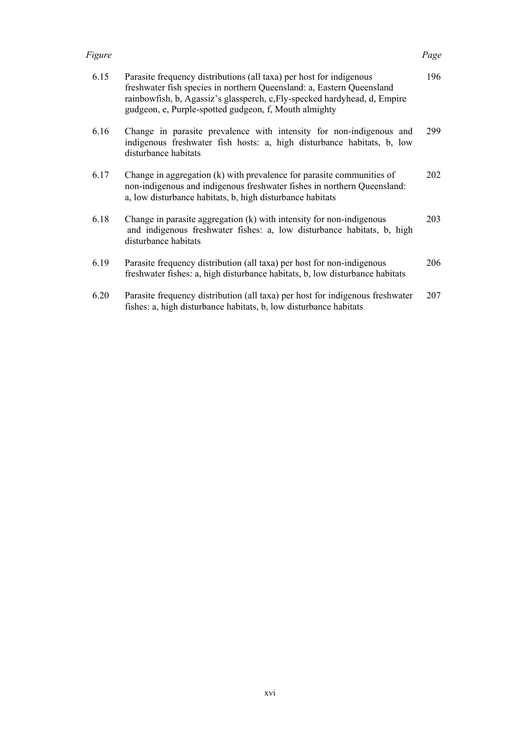| *Figure* | | *Page* |
|---|---|---|
| 6.15 | Parasite frequency distributions (all taxa) per host for indigenous freshwater fish species in northern Queensland: a, Eastern Queensland rainbowfish, b, Agassiz's glassperch, c,Fly-specked hardyhead, d, Empire gudgeon, e, Purple-spotted gudgeon, f, Mouth almighty | 196 |
| 6.16 | Change in parasite prevalence with intensity for non-indigenous and indigenous freshwater fish hosts: a, high disturbance habitats, b, low disturbance habitats | 299 |
| 6.17 | Change in aggregation (k) with prevalence for parasite communities of non-indigenous and indigenous freshwater fishes in northern Queensland: a, low disturbance habitats, b, high disturbance habitats | 202 |
| 6.18 | Change in parasite aggregation (k) with intensity for non-indigenous and indigenous freshwater fishes: a, low disturbance habitats, b, high disturbance habitats | 203 |
| 6.19 | Parasite frequency distribution (all taxa) per host for non-indigenous freshwater fishes: a, high disturbance habitats, b, low disturbance habitats | 206 |
| 6.20 | Parasite frequency distribution (all taxa) per host for indigenous freshwater fishes: a, high disturbance habitats, b, low disturbance habitats | 207 |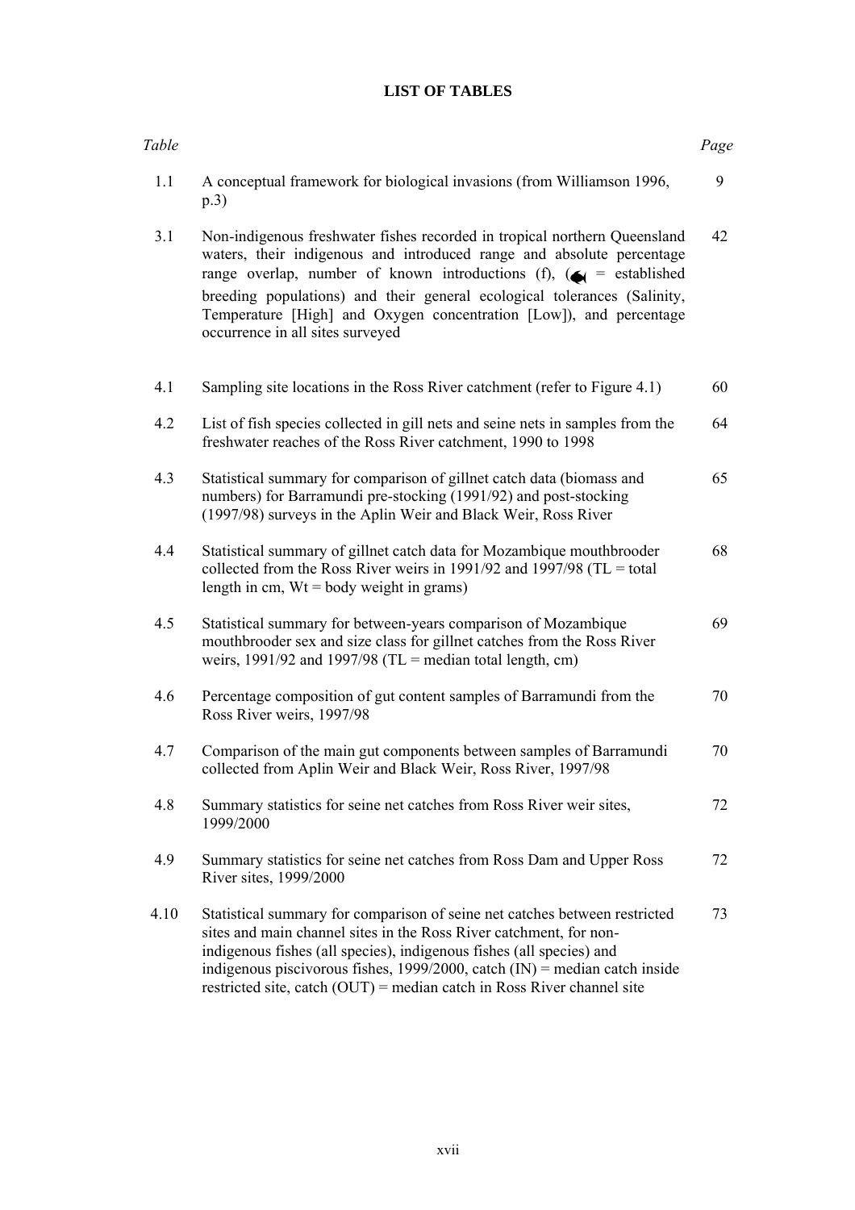# LIST OF TABLES

| *Table* | | *Page* |
|---|---|---|
| 1.1 | A conceptual framework for biological invasions (from Williamson 1996, p.3) | 9 |
| 3.1 | Non-indigenous freshwater fishes recorded in tropical northern Queensland waters, their indigenous and introduced range and absolute percentage range overlap, number of known introductions (f), (🐟 = established breeding populations) and their general ecological tolerances (Salinity, Temperature [High] and Oxygen concentration [Low]), and percentage occurrence in all sites surveyed | 42 |
| 4.1 | Sampling site locations in the Ross River catchment (refer to Figure 4.1) | 60 |
| 4.2 | List of fish species collected in gill nets and seine nets in samples from the freshwater reaches of the Ross River catchment, 1990 to 1998 | 64 |
| 4.3 | Statistical summary for comparison of gillnet catch data (biomass and numbers) for Barramundi pre-stocking (1991/92) and post-stocking (1997/98) surveys in the Aplin Weir and Black Weir, Ross River | 65 |
| 4.4 | Statistical summary of gillnet catch data for Mozambique mouthbrooder collected from the Ross River weirs in 1991/92 and 1997/98 (TL = total length in cm, Wt = body weight in grams) | 68 |
| 4.5 | Statistical summary for between-years comparison of Mozambique mouthbrooder sex and size class for gillnet catches from the Ross River weirs, 1991/92 and 1997/98 (TL = median total length, cm) | 69 |
| 4.6 | Percentage composition of gut content samples of Barramundi from the Ross River weirs, 1997/98 | 70 |
| 4.7 | Comparison of the main gut components between samples of Barramundi collected from Aplin Weir and Black Weir, Ross River, 1997/98 | 70 |
| 4.8 | Summary statistics for seine net catches from Ross River weir sites, 1999/2000 | 72 |
| 4.9 | Summary statistics for seine net catches from Ross Dam and Upper Ross River sites, 1999/2000 | 72 |
| 4.10 | Statistical summary for comparison of seine net catches between restricted sites and main channel sites in the Ross River catchment, for non-indigenous fishes (all species), indigenous fishes (all species) and indigenous piscivorous fishes, 1999/2000, catch (IN) = median catch inside restricted site, catch (OUT) = median catch in Ross River channel site | 73 |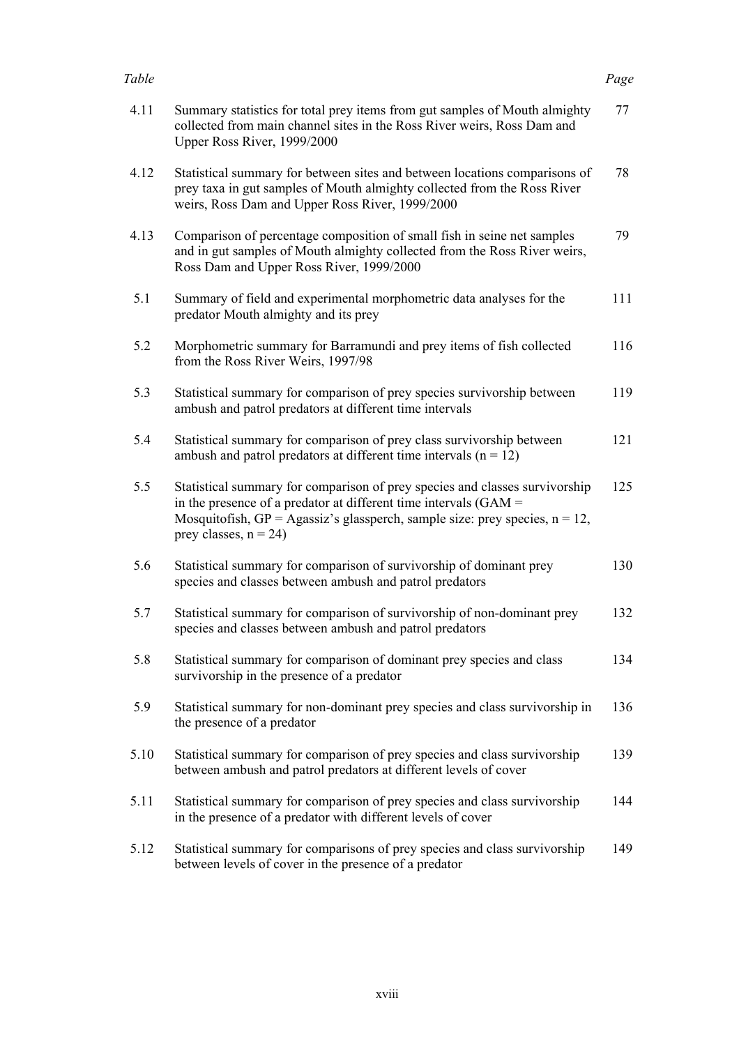| Table | | Page |
|---|---|---|
| 4.11 | Summary statistics for total prey items from gut samples of Mouth almighty collected from main channel sites in the Ross River weirs, Ross Dam and Upper Ross River, 1999/2000 | 77 |
| 4.12 | Statistical summary for between sites and between locations comparisons of prey taxa in gut samples of Mouth almighty collected from the Ross River weirs, Ross Dam and Upper Ross River, 1999/2000 | 78 |
| 4.13 | Comparison of percentage composition of small fish in seine net samples and in gut samples of Mouth almighty collected from the Ross River weirs, Ross Dam and Upper Ross River, 1999/2000 | 79 |
| 5.1 | Summary of field and experimental morphometric data analyses for the predator Mouth almighty and its prey | 111 |
| 5.2 | Morphometric summary for Barramundi and prey items of fish collected from the Ross River Weirs, 1997/98 | 116 |
| 5.3 | Statistical summary for comparison of prey species survivorship between ambush and patrol predators at different time intervals | 119 |
| 5.4 | Statistical summary for comparison of prey class survivorship between ambush and patrol predators at different time intervals (n = 12) | 121 |
| 5.5 | Statistical summary for comparison of prey species and classes survivorship in the presence of a predator at different time intervals (GAM = Mosquitofish, GP = Agassiz's glassperch, sample size: prey species, n = 12, prey classes, n = 24) | 125 |
| 5.6 | Statistical summary for comparison of survivorship of dominant prey species and classes between ambush and patrol predators | 130 |
| 5.7 | Statistical summary for comparison of survivorship of non-dominant prey species and classes between ambush and patrol predators | 132 |
| 5.8 | Statistical summary for comparison of dominant prey species and class survivorship in the presence of a predator | 134 |
| 5.9 | Statistical summary for non-dominant prey species and class survivorship in the presence of a predator | 136 |
| 5.10 | Statistical summary for comparison of prey species and class survivorship between ambush and patrol predators at different levels of cover | 139 |
| 5.11 | Statistical summary for comparison of prey species and class survivorship in the presence of a predator with different levels of cover | 144 |
| 5.12 | Statistical summary for comparisons of prey species and class survivorship between levels of cover in the presence of a predator | 149 |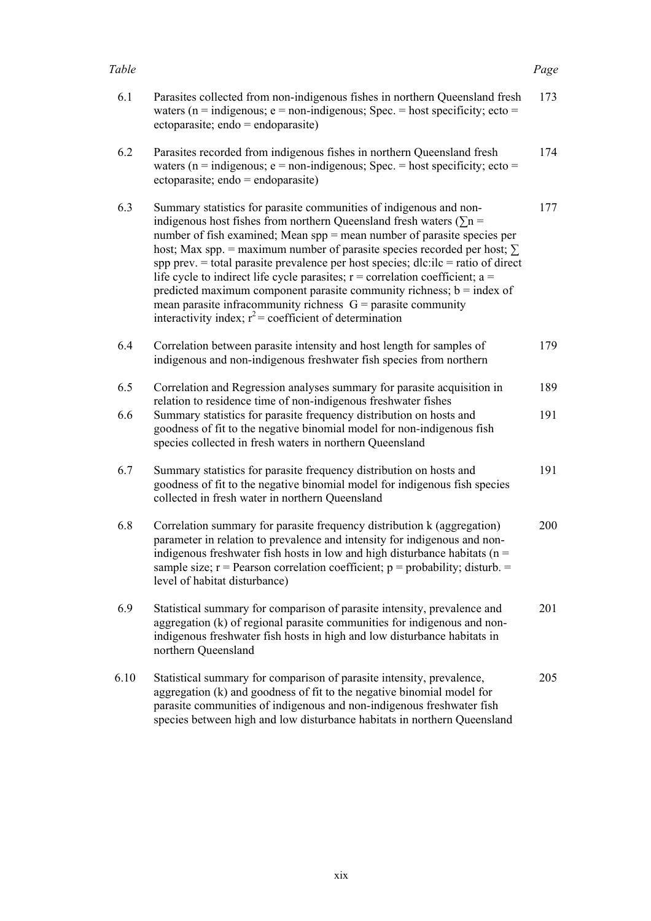| *Table* | | *Page* |
|---|---|---|
| 6.1 | Parasites collected from non-indigenous fishes in northern Queensland fresh waters (n = indigenous; e = non-indigenous; Spec. = host specificity; ecto = ectoparasite; endo = endoparasite) | 173 |
| 6.2 | Parasites recorded from indigenous fishes in northern Queensland fresh waters (n = indigenous; e = non-indigenous; Spec. = host specificity; ecto = ectoparasite; endo = endoparasite) | 174 |
| 6.3 | Summary statistics for parasite communities of indigenous and non-indigenous host fishes from northern Queensland fresh waters ($\sum$n = number of fish examined; Mean spp = mean number of parasite species per host; Max spp. = maximum number of parasite species recorded per host; $\sum$ spp prev. = total parasite prevalence per host species; dlc:ilc = ratio of direct life cycle to indirect life cycle parasites; r = correlation coefficient; a = predicted maximum component parasite community richness; b = index of mean parasite infracommunity richness G = parasite community interactivity index; $r^2$ = coefficient of determination | 177 |
| 6.4 | Correlation between parasite intensity and host length for samples of indigenous and non-indigenous freshwater fish species from northern | 179 |
| 6.5 | Correlation and Regression analyses summary for parasite acquisition in relation to residence time of non-indigenous freshwater fishes | 189 |
| 6.6 | Summary statistics for parasite frequency distribution on hosts and goodness of fit to the negative binomial model for non-indigenous fish species collected in fresh waters in northern Queensland | 191 |
| 6.7 | Summary statistics for parasite frequency distribution on hosts and goodness of fit to the negative binomial model for indigenous fish species collected in fresh water in northern Queensland | 191 |
| 6.8 | Correlation summary for parasite frequency distribution k (aggregation) parameter in relation to prevalence and intensity for indigenous and non-indigenous freshwater fish hosts in low and high disturbance habitats (n = sample size; r = Pearson correlation coefficient; p = probability; disturb. = level of habitat disturbance) | 200 |
| 6.9 | Statistical summary for comparison of parasite intensity, prevalence and aggregation (k) of regional parasite communities for indigenous and non-indigenous freshwater fish hosts in high and low disturbance habitats in northern Queensland | 201 |
| 6.10 | Statistical summary for comparison of parasite intensity, prevalence, aggregation (k) and goodness of fit to the negative binomial model for parasite communities of indigenous and non-indigenous freshwater fish species between high and low disturbance habitats in northern Queensland | 205 |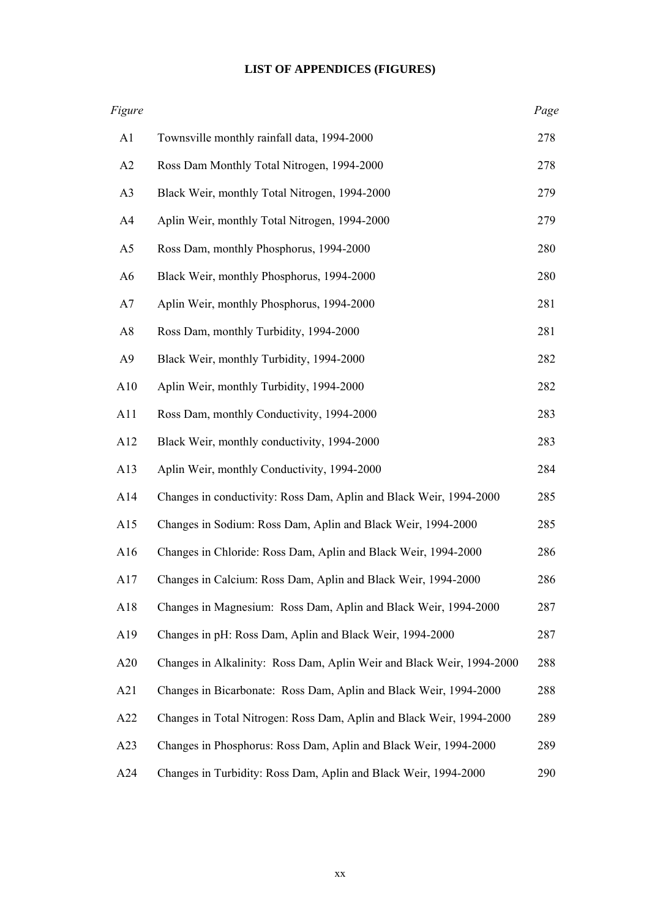# LIST OF APPENDICES (FIGURES)

| *Figure* | | *Page* |
|---|---|---|
| A1 | Townsville monthly rainfall data, 1994-2000 | 278 |
| A2 | Ross Dam Monthly Total Nitrogen, 1994-2000 | 278 |
| A3 | Black Weir, monthly Total Nitrogen, 1994-2000 | 279 |
| A4 | Aplin Weir, monthly Total Nitrogen, 1994-2000 | 279 |
| A5 | Ross Dam, monthly Phosphorus, 1994-2000 | 280 |
| A6 | Black Weir, monthly Phosphorus, 1994-2000 | 280 |
| A7 | Aplin Weir, monthly Phosphorus, 1994-2000 | 281 |
| A8 | Ross Dam, monthly Turbidity, 1994-2000 | 281 |
| A9 | Black Weir, monthly Turbidity, 1994-2000 | 282 |
| A10 | Aplin Weir, monthly Turbidity, 1994-2000 | 282 |
| A11 | Ross Dam, monthly Conductivity, 1994-2000 | 283 |
| A12 | Black Weir, monthly conductivity, 1994-2000 | 283 |
| A13 | Aplin Weir, monthly Conductivity, 1994-2000 | 284 |
| A14 | Changes in conductivity: Ross Dam, Aplin and Black Weir, 1994-2000 | 285 |
| A15 | Changes in Sodium: Ross Dam, Aplin and Black Weir, 1994-2000 | 285 |
| A16 | Changes in Chloride: Ross Dam, Aplin and Black Weir, 1994-2000 | 286 |
| A17 | Changes in Calcium: Ross Dam, Aplin and Black Weir, 1994-2000 | 286 |
| A18 | Changes in Magnesium: Ross Dam, Aplin and Black Weir, 1994-2000 | 287 |
| A19 | Changes in pH: Ross Dam, Aplin and Black Weir, 1994-2000 | 287 |
| A20 | Changes in Alkalinity: Ross Dam, Aplin Weir and Black Weir, 1994-2000 | 288 |
| A21 | Changes in Bicarbonate: Ross Dam, Aplin and Black Weir, 1994-2000 | 288 |
| A22 | Changes in Total Nitrogen: Ross Dam, Aplin and Black Weir, 1994-2000 | 289 |
| A23 | Changes in Phosphorus: Ross Dam, Aplin and Black Weir, 1994-2000 | 289 |
| A24 | Changes in Turbidity: Ross Dam, Aplin and Black Weir, 1994-2000 | 290 |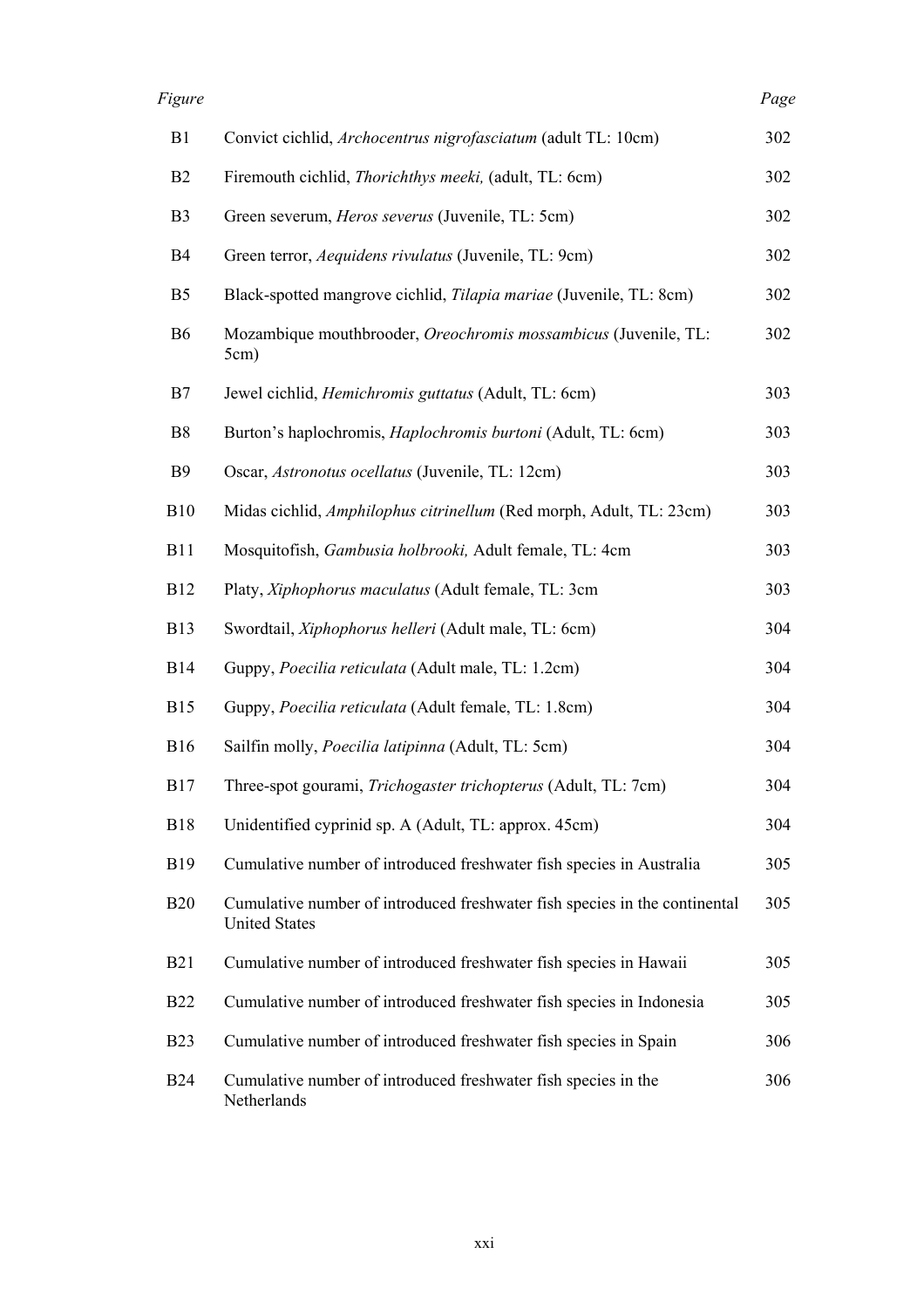| *Figure* | | *Page* |
|---|---|---|
| B1 | Convict cichlid, *Archocentrus nigrofasciatum* (adult TL: 10cm) | 302 |
| B2 | Firemouth cichlid, *Thorichthys meeki,* (adult, TL: 6cm) | 302 |
| B3 | Green severum, *Heros severus* (Juvenile, TL: 5cm) | 302 |
| B4 | Green terror, *Aequidens rivulatus* (Juvenile, TL: 9cm) | 302 |
| B5 | Black-spotted mangrove cichlid, *Tilapia mariae* (Juvenile, TL: 8cm) | 302 |
| B6 | Mozambique mouthbrooder, *Oreochromis mossambicus* (Juvenile, TL: 5cm) | 302 |
| B7 | Jewel cichlid, *Hemichromis guttatus* (Adult, TL: 6cm) | 303 |
| B8 | Burton's haplochromis, *Haplochromis burtoni* (Adult, TL: 6cm) | 303 |
| B9 | Oscar, *Astronotus ocellatus* (Juvenile, TL: 12cm) | 303 |
| B10 | Midas cichlid, *Amphilophus citrinellum* (Red morph, Adult, TL: 23cm) | 303 |
| B11 | Mosquitofish, *Gambusia holbrooki,* Adult female, TL: 4cm | 303 |
| B12 | Platy, *Xiphophorus maculatus* (Adult female, TL: 3cm | 303 |
| B13 | Swordtail, *Xiphophorus helleri* (Adult male, TL: 6cm) | 304 |
| B14 | Guppy, *Poecilia reticulata* (Adult male, TL: 1.2cm) | 304 |
| B15 | Guppy, *Poecilia reticulata* (Adult female, TL: 1.8cm) | 304 |
| B16 | Sailfin molly, *Poecilia latipinna* (Adult, TL: 5cm) | 304 |
| B17 | Three-spot gourami, *Trichogaster trichopterus* (Adult, TL: 7cm) | 304 |
| B18 | Unidentified cyprinid sp. A (Adult, TL: approx. 45cm) | 304 |
| B19 | Cumulative number of introduced freshwater fish species in Australia | 305 |
| B20 | Cumulative number of introduced freshwater fish species in the continental United States | 305 |
| B21 | Cumulative number of introduced freshwater fish species in Hawaii | 305 |
| B22 | Cumulative number of introduced freshwater fish species in Indonesia | 305 |
| B23 | Cumulative number of introduced freshwater fish species in Spain | 306 |
| B24 | Cumulative number of introduced freshwater fish species in the Netherlands | 306 |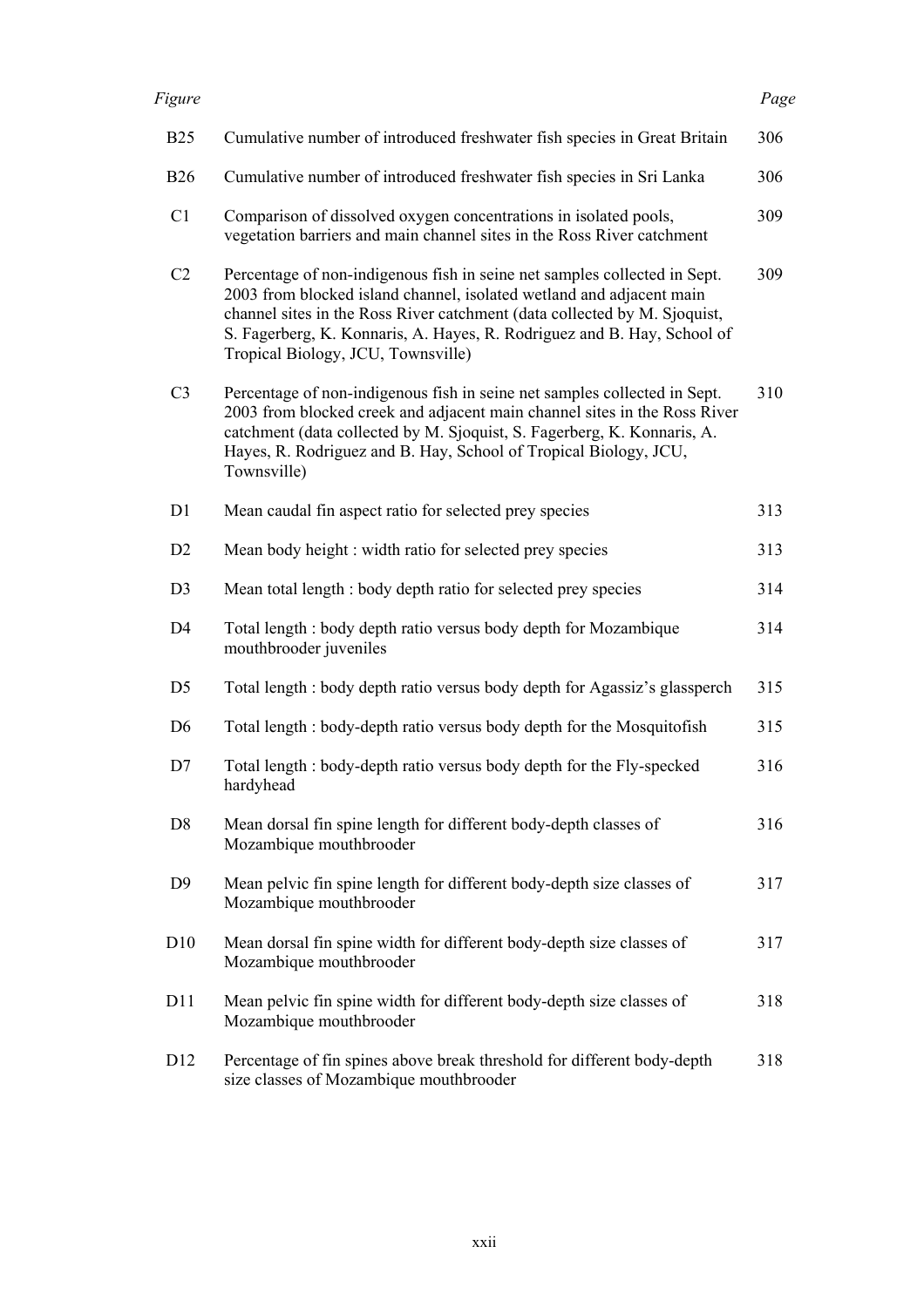| Figure | | Page |
|---|---|---|
| B25 | Cumulative number of introduced freshwater fish species in Great Britain | 306 |
| B26 | Cumulative number of introduced freshwater fish species in Sri Lanka | 306 |
| C1 | Comparison of dissolved oxygen concentrations in isolated pools, vegetation barriers and main channel sites in the Ross River catchment | 309 |
| C2 | Percentage of non-indigenous fish in seine net samples collected in Sept. 2003 from blocked island channel, isolated wetland and adjacent main channel sites in the Ross River catchment (data collected by M. Sjoquist, S. Fagerberg, K. Konnaris, A. Hayes, R. Rodriguez and B. Hay, School of Tropical Biology, JCU, Townsville) | 309 |
| C3 | Percentage of non-indigenous fish in seine net samples collected in Sept. 2003 from blocked creek and adjacent main channel sites in the Ross River catchment (data collected by M. Sjoquist, S. Fagerberg, K. Konnaris, A. Hayes, R. Rodriguez and B. Hay, School of Tropical Biology, JCU, Townsville) | 310 |
| D1 | Mean caudal fin aspect ratio for selected prey species | 313 |
| D2 | Mean body height : width ratio for selected prey species | 313 |
| D3 | Mean total length : body depth ratio for selected prey species | 314 |
| D4 | Total length : body depth ratio versus body depth for Mozambique mouthbrooder juveniles | 314 |
| D5 | Total length : body depth ratio versus body depth for Agassiz's glassperch | 315 |
| D6 | Total length : body-depth ratio versus body depth for the Mosquitofish | 315 |
| D7 | Total length : body-depth ratio versus body depth for the Fly-specked hardyhead | 316 |
| D8 | Mean dorsal fin spine length for different body-depth classes of Mozambique mouthbrooder | 316 |
| D9 | Mean pelvic fin spine length for different body-depth size classes of Mozambique mouthbrooder | 317 |
| D10 | Mean dorsal fin spine width for different body-depth size classes of Mozambique mouthbrooder | 317 |
| D11 | Mean pelvic fin spine width for different body-depth size classes of Mozambique mouthbrooder | 318 |
| D12 | Percentage of fin spines above break threshold for different body-depth size classes of Mozambique mouthbrooder | 318 |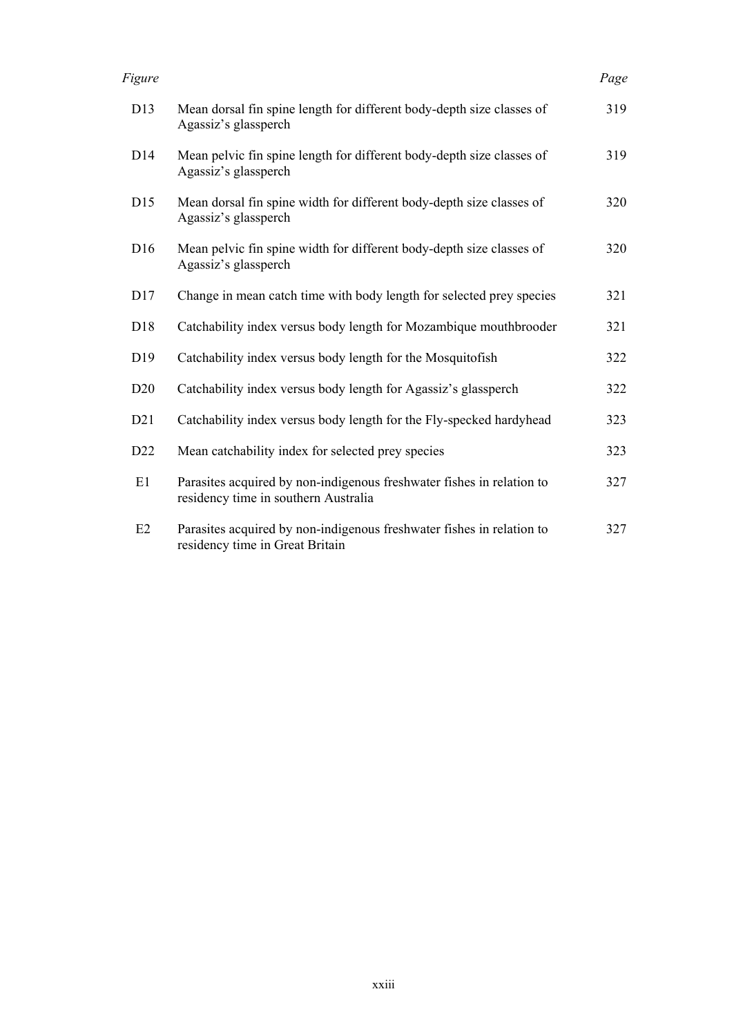| *Figure* | | *Page* |
|---|---|---|
| D13 | Mean dorsal fin spine length for different body-depth size classes of Agassiz's glassperch | 319 |
| D14 | Mean pelvic fin spine length for different body-depth size classes of Agassiz's glassperch | 319 |
| D15 | Mean dorsal fin spine width for different body-depth size classes of Agassiz's glassperch | 320 |
| D16 | Mean pelvic fin spine width for different body-depth size classes of Agassiz's glassperch | 320 |
| D17 | Change in mean catch time with body length for selected prey species | 321 |
| D18 | Catchability index versus body length for Mozambique mouthbrooder | 321 |
| D19 | Catchability index versus body length for the Mosquitofish | 322 |
| D20 | Catchability index versus body length for Agassiz's glassperch | 322 |
| D21 | Catchability index versus body length for the Fly-specked hardyhead | 323 |
| D22 | Mean catchability index for selected prey species | 323 |
| E1 | Parasites acquired by non-indigenous freshwater fishes in relation to residency time in southern Australia | 327 |
| E2 | Parasites acquired by non-indigenous freshwater fishes in relation to residency time in Great Britain | 327 |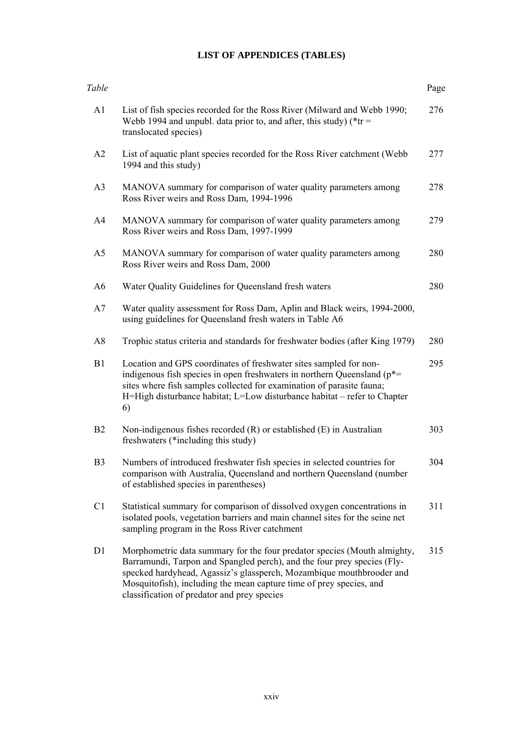# LIST OF APPENDICES (TABLES)

| *Table* | | Page |
|---|---|---|
| A1 | List of fish species recorded for the Ross River (Milward and Webb 1990; Webb 1994 and unpubl. data prior to, and after, this study) (*tr = translocated species) | 276 |
| A2 | List of aquatic plant species recorded for the Ross River catchment (Webb 1994 and this study) | 277 |
| A3 | MANOVA summary for comparison of water quality parameters among Ross River weirs and Ross Dam, 1994-1996 | 278 |
| A4 | MANOVA summary for comparison of water quality parameters among Ross River weirs and Ross Dam, 1997-1999 | 279 |
| A5 | MANOVA summary for comparison of water quality parameters among Ross River weirs and Ross Dam, 2000 | 280 |
| A6 | Water Quality Guidelines for Queensland fresh waters | 280 |
| A7 | Water quality assessment for Ross Dam, Aplin and Black weirs, 1994-2000, using guidelines for Queensland fresh waters in Table A6 | |
| A8 | Trophic status criteria and standards for freshwater bodies (after King 1979) | 280 |
| B1 | Location and GPS coordinates of freshwater sites sampled for non-indigenous fish species in open freshwaters in northern Queensland (p*= sites where fish samples collected for examination of parasite fauna; H=High disturbance habitat; L=Low disturbance habitat – refer to Chapter 6) | 295 |
| B2 | Non-indigenous fishes recorded (R) or established (E) in Australian freshwaters (*including this study) | 303 |
| B3 | Numbers of introduced freshwater fish species in selected countries for comparison with Australia, Queensland and northern Queensland (number of established species in parentheses) | 304 |
| C1 | Statistical summary for comparison of dissolved oxygen concentrations in isolated pools, vegetation barriers and main channel sites for the seine net sampling program in the Ross River catchment | 311 |
| D1 | Morphometric data summary for the four predator species (Mouth almighty, Barramundi, Tarpon and Spangled perch), and the four prey species (Fly-specked hardyhead, Agassiz's glassperch, Mozambique mouthbrooder and Mosquitofish), including the mean capture time of prey species, and classification of predator and prey species | 315 |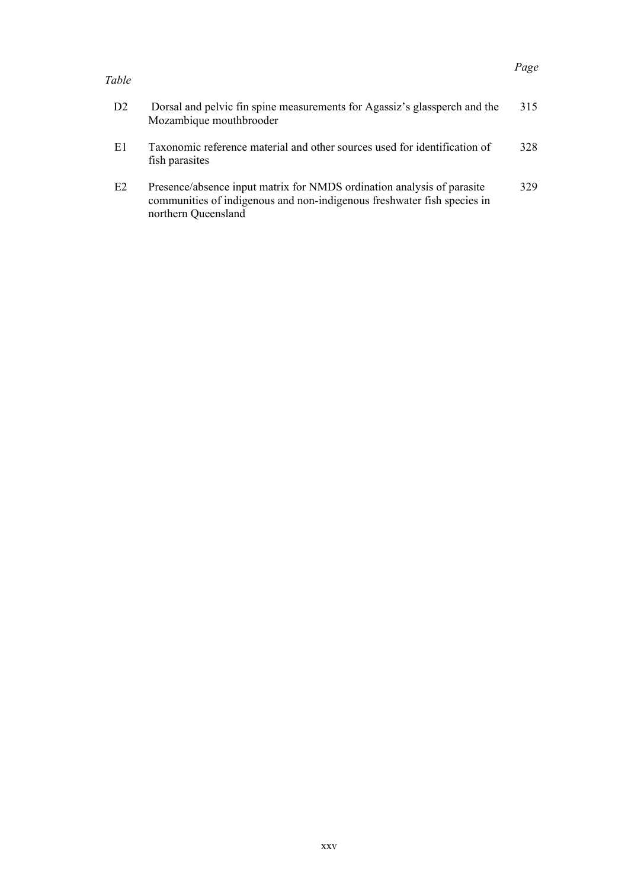| *Table* | | *Page* |
|---|---|---|
| D2 | Dorsal and pelvic fin spine measurements for Agassiz's glassperch and the Mozambique mouthbrooder | 315 |
| E1 | Taxonomic reference material and other sources used for identification of fish parasites | 328 |
| E2 | Presence/absence input matrix for NMDS ordination analysis of parasite communities of indigenous and non-indigenous freshwater fish species in northern Queensland | 329 |